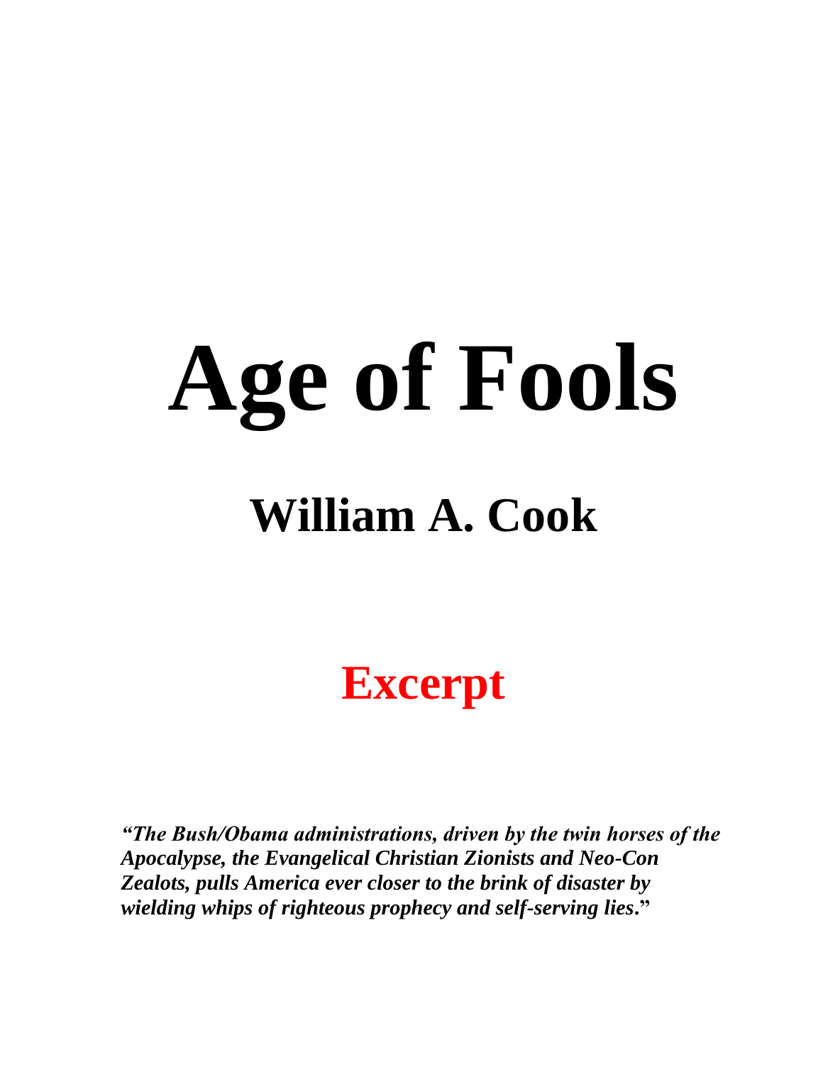# Age of Fools

## William A. Cook

## Excerpt

***"The Bush/Obama administrations, driven by the twin horses of the Apocalypse, the Evangelical Christian Zionists and Neo-Con Zealots, pulls America ever closer to the brink of disaster by wielding whips of righteous prophecy and self-serving lies."***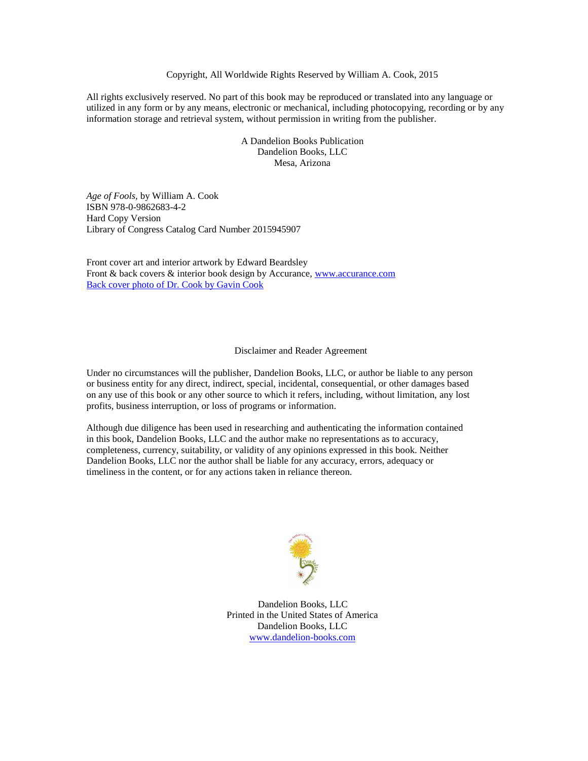Copyright, All Worldwide Rights Reserved by William A. Cook, 2015

All rights exclusively reserved. No part of this book may be reproduced or translated into any language or utilized in any form or by any means, electronic or mechanical, including photocopying, recording or by any information storage and retrieval system, without permission in writing from the publisher.

A Dandelion Books Publication
Dandelion Books, LLC
Mesa, Arizona

*Age of Fools*, by William A. Cook
ISBN 978-0-9862683-4-2
Hard Copy Version
Library of Congress Catalog Card Number 2015945907

Front cover art and interior artwork by Edward Beardsley
Front & back covers & interior book design by Accurance, www.accurance.com
Back cover photo of Dr. Cook by Gavin Cook

Disclaimer and Reader Agreement

Under no circumstances will the publisher, Dandelion Books, LLC, or author be liable to any person or business entity for any direct, indirect, special, incidental, consequential, or other damages based on any use of this book or any other source to which it refers, including, without limitation, any lost profits, business interruption, or loss of programs or information.

Although due diligence has been used in researching and authenticating the information contained in this book, Dandelion Books, LLC and the author make no representations as to accuracy, completeness, currency, suitability, or validity of any opinions expressed in this book. Neither Dandelion Books, LLC nor the author shall be liable for any accuracy, errors, adequacy or timeliness in the content, or for any actions taken in reliance thereon.

Dandelion Books, LLC
Printed in the United States of America
Dandelion Books, LLC
www.dandelion-books.com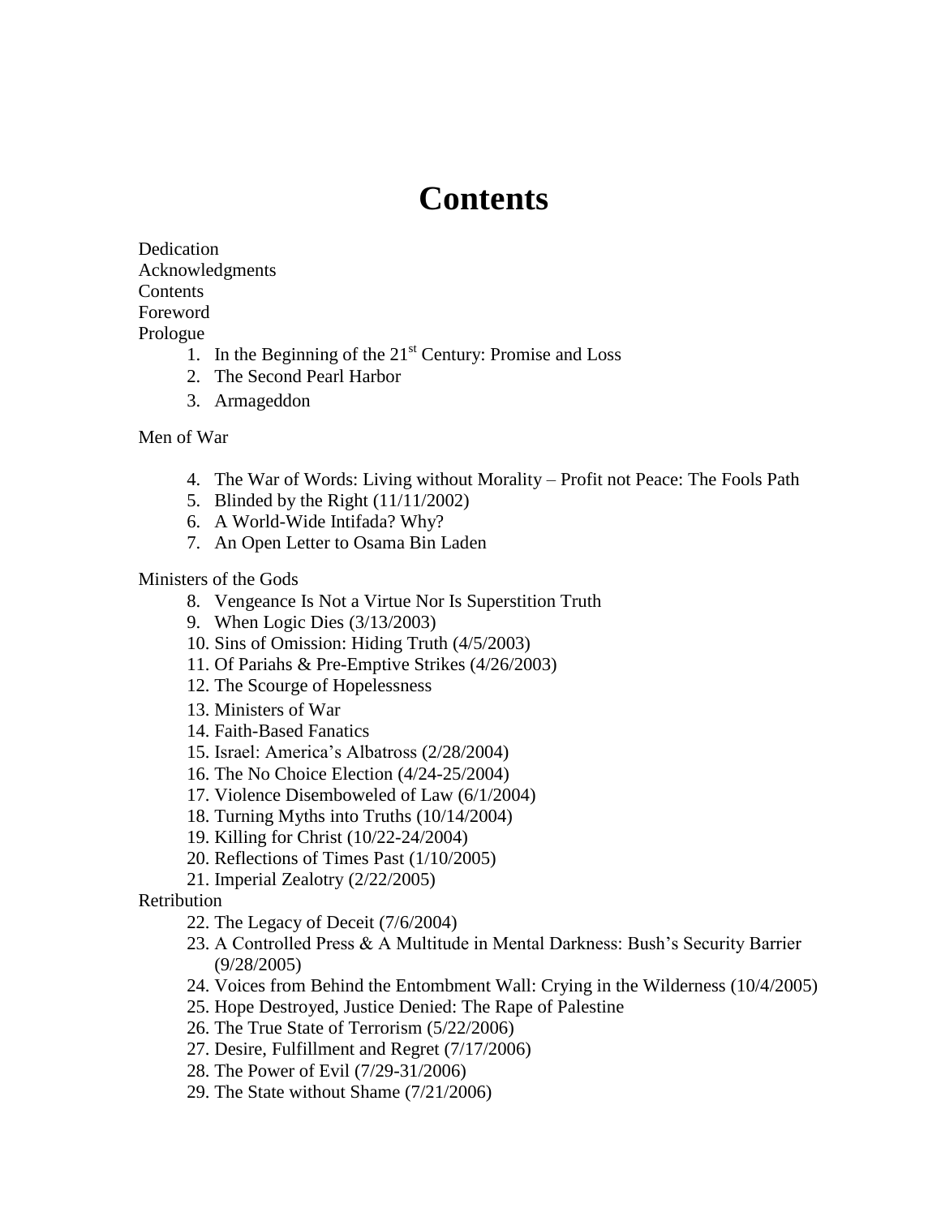# Contents

Dedication
Acknowledgments
Contents
Foreword
Prologue

1. In the Beginning of the 21st Century: Promise and Loss
2. The Second Pearl Harbor
3. Armageddon

Men of War

4. The War of Words: Living without Morality – Profit not Peace: The Fools Path
5. Blinded by the Right (11/11/2002)
6. A World-Wide Intifada? Why?
7. An Open Letter to Osama Bin Laden

Ministers of the Gods

8. Vengeance Is Not a Virtue Nor Is Superstition Truth
9. When Logic Dies (3/13/2003)
10. Sins of Omission: Hiding Truth (4/5/2003)
11. Of Pariahs & Pre-Emptive Strikes (4/26/2003)
12. The Scourge of Hopelessness
13. Ministers of War
14. Faith-Based Fanatics
15. Israel: America's Albatross (2/28/2004)
16. The No Choice Election (4/24-25/2004)
17. Violence Disemboweled of Law (6/1/2004)
18. Turning Myths into Truths (10/14/2004)
19. Killing for Christ (10/22-24/2004)
20. Reflections of Times Past (1/10/2005)
21. Imperial Zealotry (2/22/2005)

Retribution

22. The Legacy of Deceit (7/6/2004)
23. A Controlled Press & A Multitude in Mental Darkness: Bush's Security Barrier (9/28/2005)
24. Voices from Behind the Entombment Wall: Crying in the Wilderness (10/4/2005)
25. Hope Destroyed, Justice Denied: The Rape of Palestine
26. The True State of Terrorism (5/22/2006)
27. Desire, Fulfillment and Regret (7/17/2006)
28. The Power of Evil (7/29-31/2006)
29. The State without Shame (7/21/2006)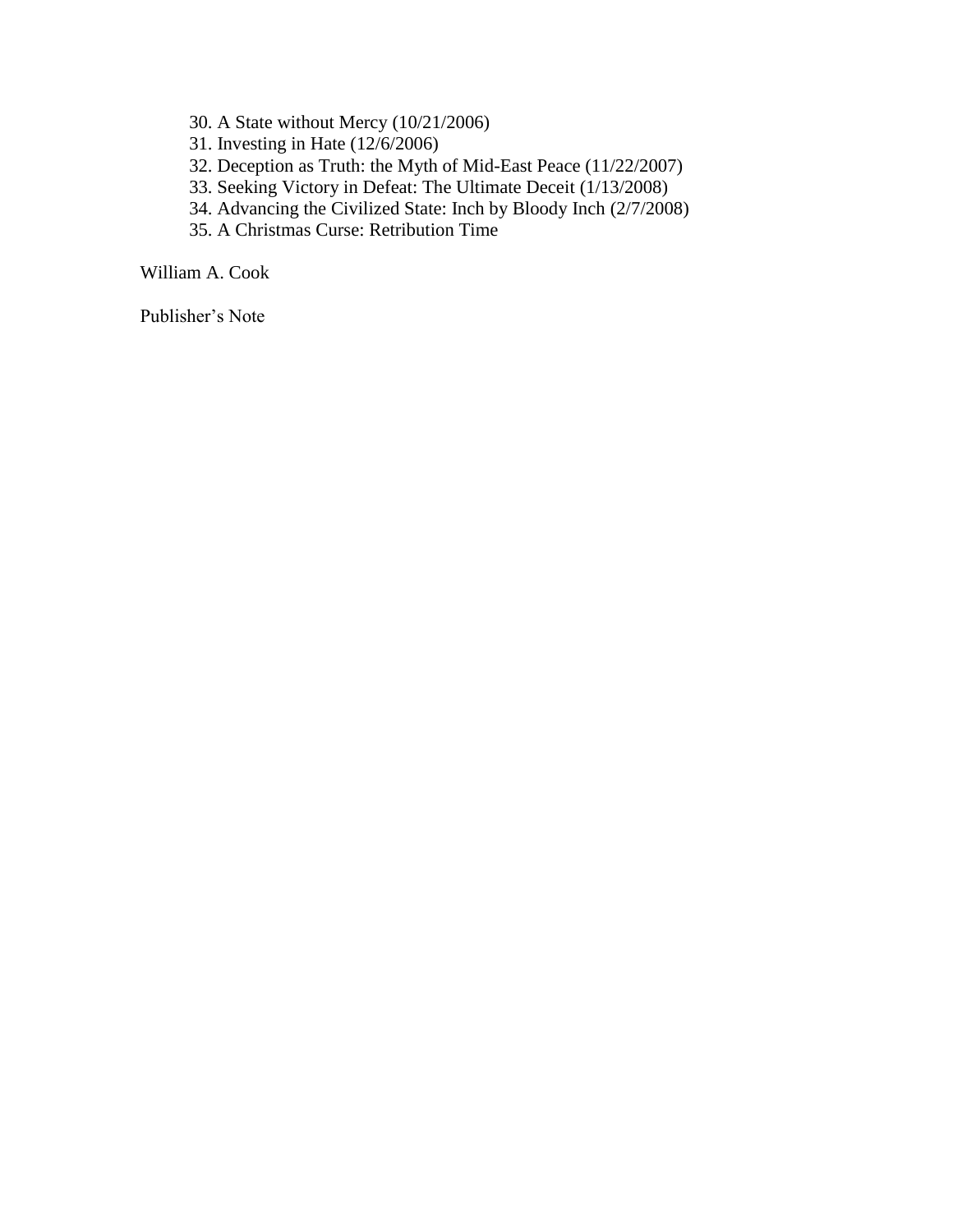30. A State without Mercy (10/21/2006)
31. Investing in Hate (12/6/2006)
32. Deception as Truth: the Myth of Mid-East Peace (11/22/2007)
33. Seeking Victory in Defeat: The Ultimate Deceit (1/13/2008)
34. Advancing the Civilized State: Inch by Bloody Inch (2/7/2008)
35. A Christmas Curse: Retribution Time

William A. Cook

Publisher's Note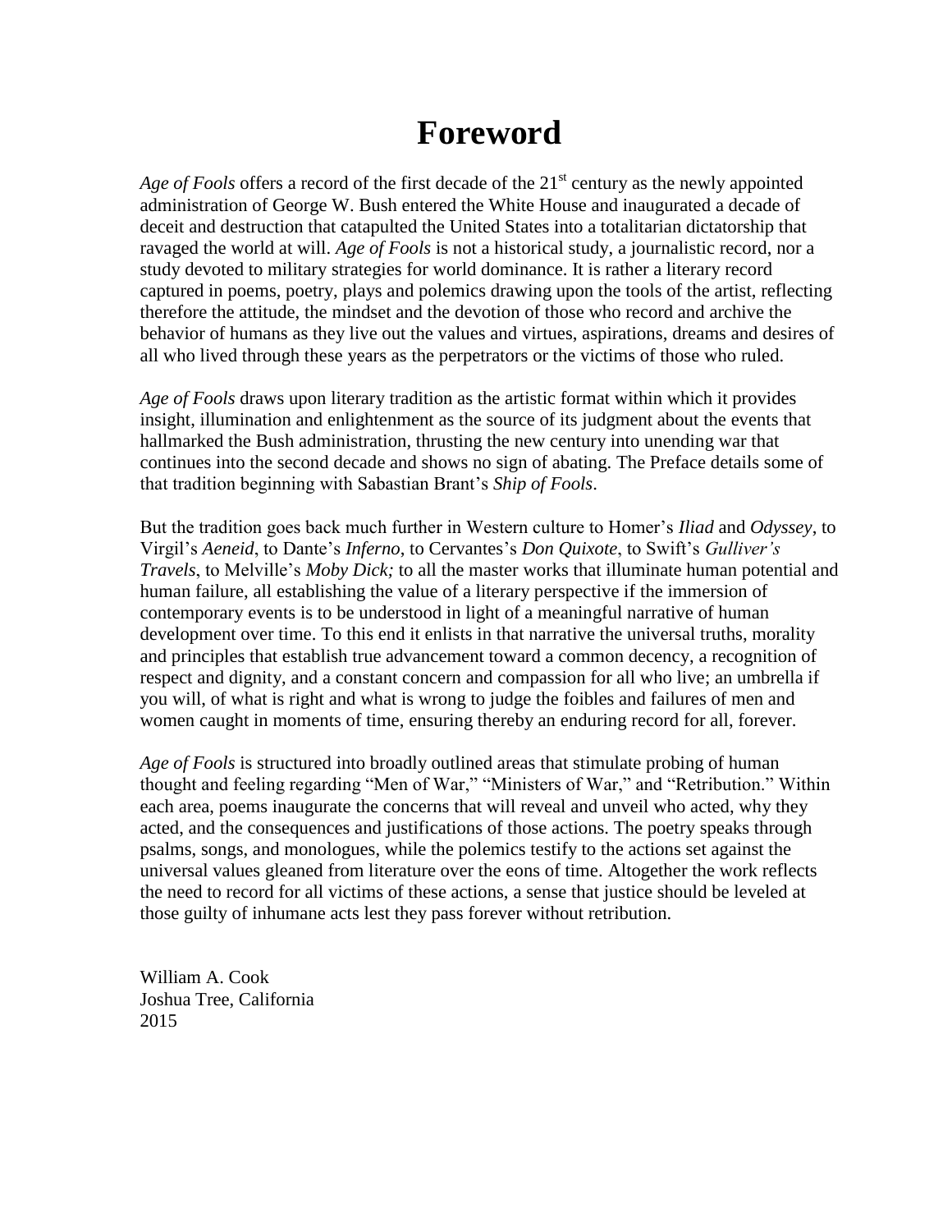# Foreword

*Age of Fools* offers a record of the first decade of the 21st century as the newly appointed administration of George W. Bush entered the White House and inaugurated a decade of deceit and destruction that catapulted the United States into a totalitarian dictatorship that ravaged the world at will. *Age of Fools* is not a historical study, a journalistic record, nor a study devoted to military strategies for world dominance. It is rather a literary record captured in poems, poetry, plays and polemics drawing upon the tools of the artist, reflecting therefore the attitude, the mindset and the devotion of those who record and archive the behavior of humans as they live out the values and virtues, aspirations, dreams and desires of all who lived through these years as the perpetrators or the victims of those who ruled.

*Age of Fools* draws upon literary tradition as the artistic format within which it provides insight, illumination and enlightenment as the source of its judgment about the events that hallmarked the Bush administration, thrusting the new century into unending war that continues into the second decade and shows no sign of abating. The Preface details some of that tradition beginning with Sabastian Brant's *Ship of Fools*.

But the tradition goes back much further in Western culture to Homer's *Iliad* and *Odyssey*, to Virgil's *Aeneid*, to Dante's *Inferno*, to Cervantes's *Don Quixote*, to Swift's *Gulliver's Travels*, to Melville's *Moby Dick;* to all the master works that illuminate human potential and human failure, all establishing the value of a literary perspective if the immersion of contemporary events is to be understood in light of a meaningful narrative of human development over time. To this end it enlists in that narrative the universal truths, morality and principles that establish true advancement toward a common decency, a recognition of respect and dignity, and a constant concern and compassion for all who live; an umbrella if you will, of what is right and what is wrong to judge the foibles and failures of men and women caught in moments of time, ensuring thereby an enduring record for all, forever.

*Age of Fools* is structured into broadly outlined areas that stimulate probing of human thought and feeling regarding "Men of War," "Ministers of War," and "Retribution." Within each area, poems inaugurate the concerns that will reveal and unveil who acted, why they acted, and the consequences and justifications of those actions. The poetry speaks through psalms, songs, and monologues, while the polemics testify to the actions set against the universal values gleaned from literature over the eons of time. Altogether the work reflects the need to record for all victims of these actions, a sense that justice should be leveled at those guilty of inhumane acts lest they pass forever without retribution.

William A. Cook
Joshua Tree, California
2015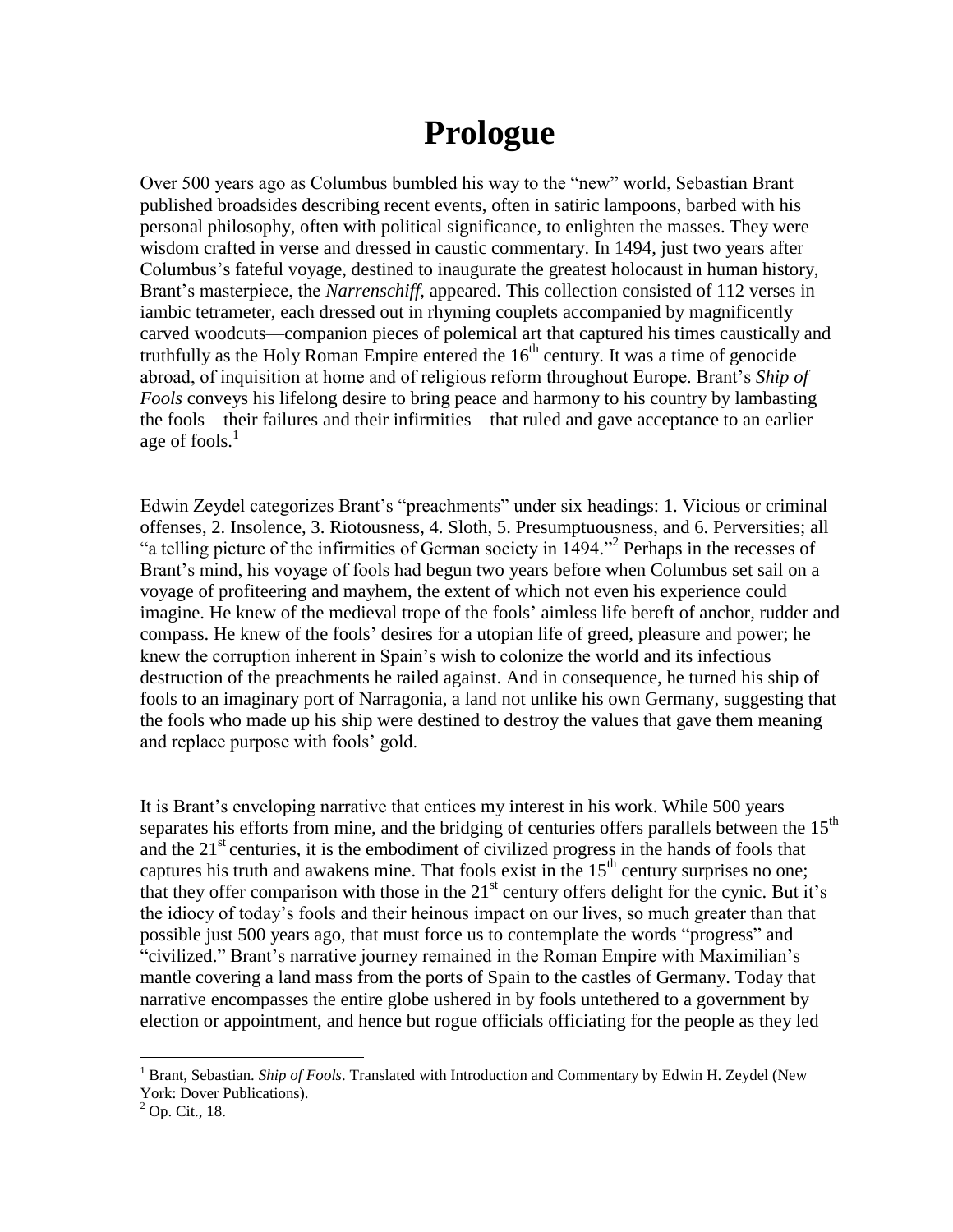# Prologue

Over 500 years ago as Columbus bumbled his way to the "new" world, Sebastian Brant published broadsides describing recent events, often in satiric lampoons, barbed with his personal philosophy, often with political significance, to enlighten the masses. They were wisdom crafted in verse and dressed in caustic commentary. In 1494, just two years after Columbus's fateful voyage, destined to inaugurate the greatest holocaust in human history, Brant's masterpiece, the *Narrenschiff*, appeared. This collection consisted of 112 verses in iambic tetrameter, each dressed out in rhyming couplets accompanied by magnificently carved woodcuts—companion pieces of polemical art that captured his times caustically and truthfully as the Holy Roman Empire entered the 16th century. It was a time of genocide abroad, of inquisition at home and of religious reform throughout Europe. Brant's *Ship of Fools* conveys his lifelong desire to bring peace and harmony to his country by lambasting the fools—their failures and their infirmities—that ruled and gave acceptance to an earlier age of fools.[1]

Edwin Zeydel categorizes Brant's "preachments" under six headings: 1. Vicious or criminal offenses, 2. Insolence, 3. Riotousness, 4. Sloth, 5. Presumptuousness, and 6. Perversities; all "a telling picture of the infirmities of German society in 1494."[2] Perhaps in the recesses of Brant's mind, his voyage of fools had begun two years before when Columbus set sail on a voyage of profiteering and mayhem, the extent of which not even his experience could imagine. He knew of the medieval trope of the fools' aimless life bereft of anchor, rudder and compass. He knew of the fools' desires for a utopian life of greed, pleasure and power; he knew the corruption inherent in Spain's wish to colonize the world and its infectious destruction of the preachments he railed against. And in consequence, he turned his ship of fools to an imaginary port of Narragonia, a land not unlike his own Germany, suggesting that the fools who made up his ship were destined to destroy the values that gave them meaning and replace purpose with fools' gold.

It is Brant's enveloping narrative that entices my interest in his work. While 500 years separates his efforts from mine, and the bridging of centuries offers parallels between the 15th and the 21st centuries, it is the embodiment of civilized progress in the hands of fools that captures his truth and awakens mine. That fools exist in the 15th century surprises no one; that they offer comparison with those in the 21st century offers delight for the cynic. But it's the idiocy of today's fools and their heinous impact on our lives, so much greater than that possible just 500 years ago, that must force us to contemplate the words "progress" and "civilized." Brant's narrative journey remained in the Roman Empire with Maximilian's mantle covering a land mass from the ports of Spain to the castles of Germany. Today that narrative encompasses the entire globe ushered in by fools untethered to a government by election or appointment, and hence but rogue officials officiating for the people as they led

---

[1] Brant, Sebastian. *Ship of Fools*. Translated with Introduction and Commentary by Edwin H. Zeydel (New York: Dover Publications).

[2] Op. Cit., 18.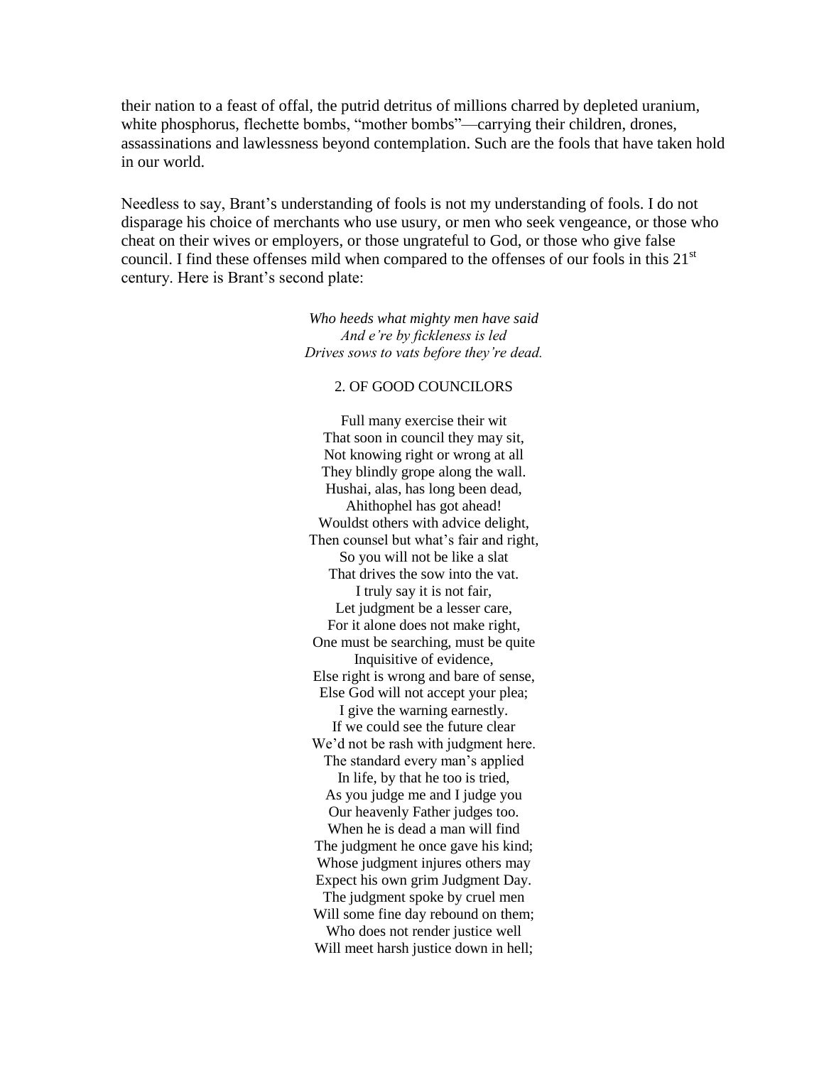their nation to a feast of offal, the putrid detritus of millions charred by depleted uranium, white phosphorus, flechette bombs, "mother bombs"—carrying their children, drones, assassinations and lawlessness beyond contemplation. Such are the fools that have taken hold in our world.

Needless to say, Brant's understanding of fools is not my understanding of fools. I do not disparage his choice of merchants who use usury, or men who seek vengeance, or those who cheat on their wives or employers, or those ungrateful to God, or those who give false council. I find these offenses mild when compared to the offenses of our fools in this 21st century. Here is Brant's second plate:

*Who heeds what mighty men have said*  
*And e're by fickleness is led*  
*Drives sows to vats before they're dead.*

2. OF GOOD COUNCILORS

Full many exercise their wit  
That soon in council they may sit,  
Not knowing right or wrong at all  
They blindly grope along the wall.  
Hushai, alas, has long been dead,  
Ahithophel has got ahead!  
Wouldst others with advice delight,  
Then counsel but what's fair and right,  
So you will not be like a slat  
That drives the sow into the vat.  
I truly say it is not fair,  
Let judgment be a lesser care,  
For it alone does not make right,  
One must be searching, must be quite  
Inquisitive of evidence,  
Else right is wrong and bare of sense,  
Else God will not accept your plea;  
I give the warning earnestly.  
If we could see the future clear  
We'd not be rash with judgment here.  
The standard every man's applied  
In life, by that he too is tried,  
As you judge me and I judge you  
Our heavenly Father judges too.  
When he is dead a man will find  
The judgment he once gave his kind;  
Whose judgment injures others may  
Expect his own grim Judgment Day.  
The judgment spoke by cruel men  
Will some fine day rebound on them;  
Who does not render justice well  
Will meet harsh justice down in hell;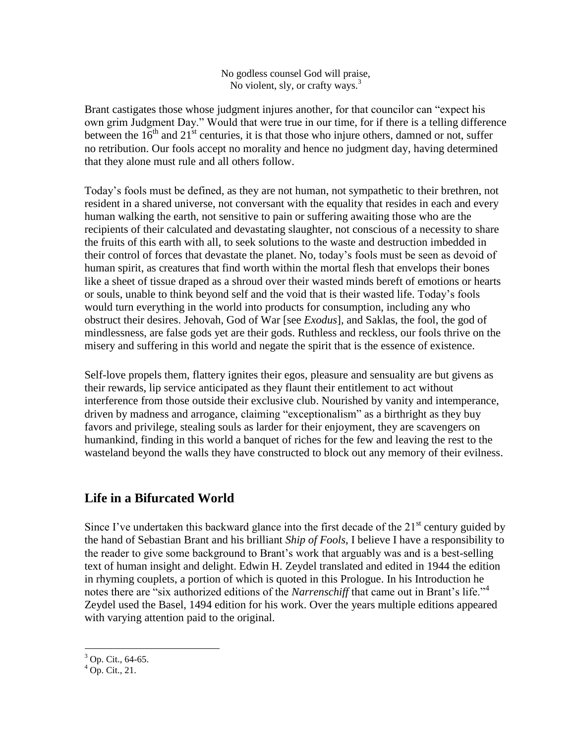No godless counsel God will praise,  
No violent, sly, or crafty ways.[3]

Brant castigates those whose judgment injures another, for that councilor can "expect his own grim Judgment Day." Would that were true in our time, for if there is a telling difference between the 16th and 21st centuries, it is that those who injure others, damned or not, suffer no retribution. Our fools accept no morality and hence no judgment day, having determined that they alone must rule and all others follow.

Today's fools must be defined, as they are not human, not sympathetic to their brethren, not resident in a shared universe, not conversant with the equality that resides in each and every human walking the earth, not sensitive to pain or suffering awaiting those who are the recipients of their calculated and devastating slaughter, not conscious of a necessity to share the fruits of this earth with all, to seek solutions to the waste and destruction imbedded in their control of forces that devastate the planet. No, today's fools must be seen as devoid of human spirit, as creatures that find worth within the mortal flesh that envelops their bones like a sheet of tissue draped as a shroud over their wasted minds bereft of emotions or hearts or souls, unable to think beyond self and the void that is their wasted life. Today's fools would turn everything in the world into products for consumption, including any who obstruct their desires. Jehovah, God of War [see *Exodus*], and Saklas, the fool, the god of mindlessness, are false gods yet are their gods. Ruthless and reckless, our fools thrive on the misery and suffering in this world and negate the spirit that is the essence of existence.

Self-love propels them, flattery ignites their egos, pleasure and sensuality are but givens as their rewards, lip service anticipated as they flaunt their entitlement to act without interference from those outside their exclusive club. Nourished by vanity and intemperance, driven by madness and arrogance, claiming "exceptionalism" as a birthright as they buy favors and privilege, stealing souls as larder for their enjoyment, they are scavengers on humankind, finding in this world a banquet of riches for the few and leaving the rest to the wasteland beyond the walls they have constructed to block out any memory of their evilness.

## Life in a Bifurcated World

Since I've undertaken this backward glance into the first decade of the 21st century guided by the hand of Sebastian Brant and his brilliant *Ship of Fools*, I believe I have a responsibility to the reader to give some background to Brant's work that arguably was and is a best-selling text of human insight and delight. Edwin H. Zeydel translated and edited in 1944 the edition in rhyming couplets, a portion of which is quoted in this Prologue. In his Introduction he notes there are "six authorized editions of the *Narrenschiff* that came out in Brant's life."[4] Zeydel used the Basel, 1494 edition for his work. Over the years multiple editions appeared with varying attention paid to the original.

---

[3] Op. Cit., 64-65.

[4] Op. Cit., 21.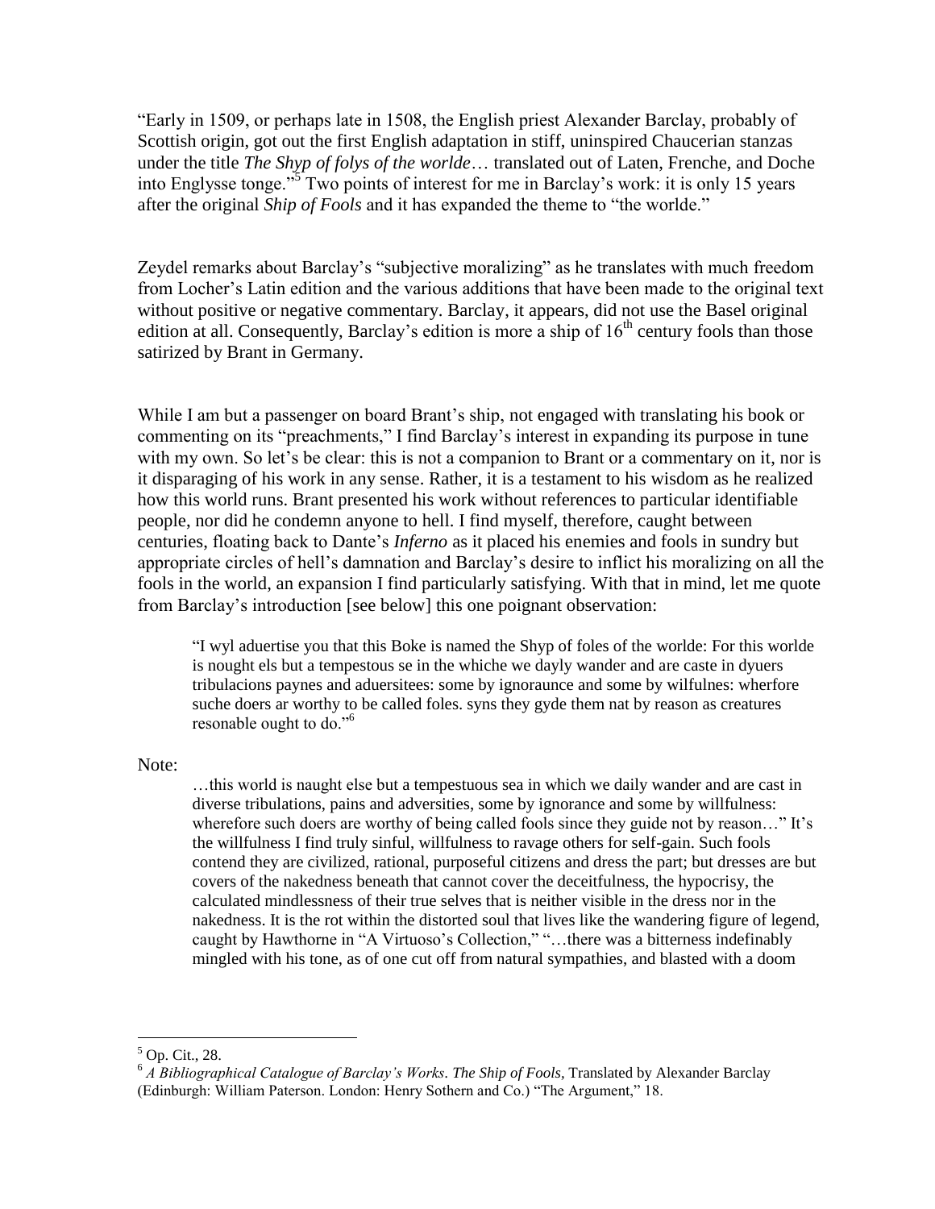"Early in 1509, or perhaps late in 1508, the English priest Alexander Barclay, probably of Scottish origin, got out the first English adaptation in stiff, uninspired Chaucerian stanzas under the title *The Shyp of folys of the worlde*… translated out of Laten, Frenche, and Doche into Englysse tonge."[5] Two points of interest for me in Barclay's work: it is only 15 years after the original *Ship of Fools* and it has expanded the theme to "the worlde."

Zeydel remarks about Barclay's "subjective moralizing" as he translates with much freedom from Locher's Latin edition and the various additions that have been made to the original text without positive or negative commentary. Barclay, it appears, did not use the Basel original edition at all. Consequently, Barclay's edition is more a ship of 16th century fools than those satirized by Brant in Germany.

While I am but a passenger on board Brant's ship, not engaged with translating his book or commenting on its "preachments," I find Barclay's interest in expanding its purpose in tune with my own. So let's be clear: this is not a companion to Brant or a commentary on it, nor is it disparaging of his work in any sense. Rather, it is a testament to his wisdom as he realized how this world runs. Brant presented his work without references to particular identifiable people, nor did he condemn anyone to hell. I find myself, therefore, caught between centuries, floating back to Dante's *Inferno* as it placed his enemies and fools in sundry but appropriate circles of hell's damnation and Barclay's desire to inflict his moralizing on all the fools in the world, an expansion I find particularly satisfying. With that in mind, let me quote from Barclay's introduction [see below] this one poignant observation:

> "I wyl aduertise you that this Boke is named the Shyp of foles of the worlde: For this worlde is nought els but a tempestous se in the whiche we dayly wander and are caste in dyuers tribulacions paynes and aduersitees: some by ignoraunce and some by wilfulnes: wherfore suche doers ar worthy to be called foles. syns they gyde them nat by reason as creatures resonable ought to do."[6]

Note:

> …this world is naught else but a tempestuous sea in which we daily wander and are cast in diverse tribulations, pains and adversities, some by ignorance and some by willfulness: wherefore such doers are worthy of being called fools since they guide not by reason…" It's the willfulness I find truly sinful, willfulness to ravage others for self-gain. Such fools contend they are civilized, rational, purposeful citizens and dress the part; but dresses are but covers of the nakedness beneath that cannot cover the deceitfulness, the hypocrisy, the calculated mindlessness of their true selves that is neither visible in the dress nor in the nakedness. It is the rot within the distorted soul that lives like the wandering figure of legend, caught by Hawthorne in "A Virtuoso's Collection," "…there was a bitterness indefinably mingled with his tone, as of one cut off from natural sympathies, and blasted with a doom

---

[5] Op. Cit., 28.

[6] *A Bibliographical Catalogue of Barclay's Works*. *The Ship of Fools*, Translated by Alexander Barclay (Edinburgh: William Paterson. London: Henry Sothern and Co.) "The Argument," 18.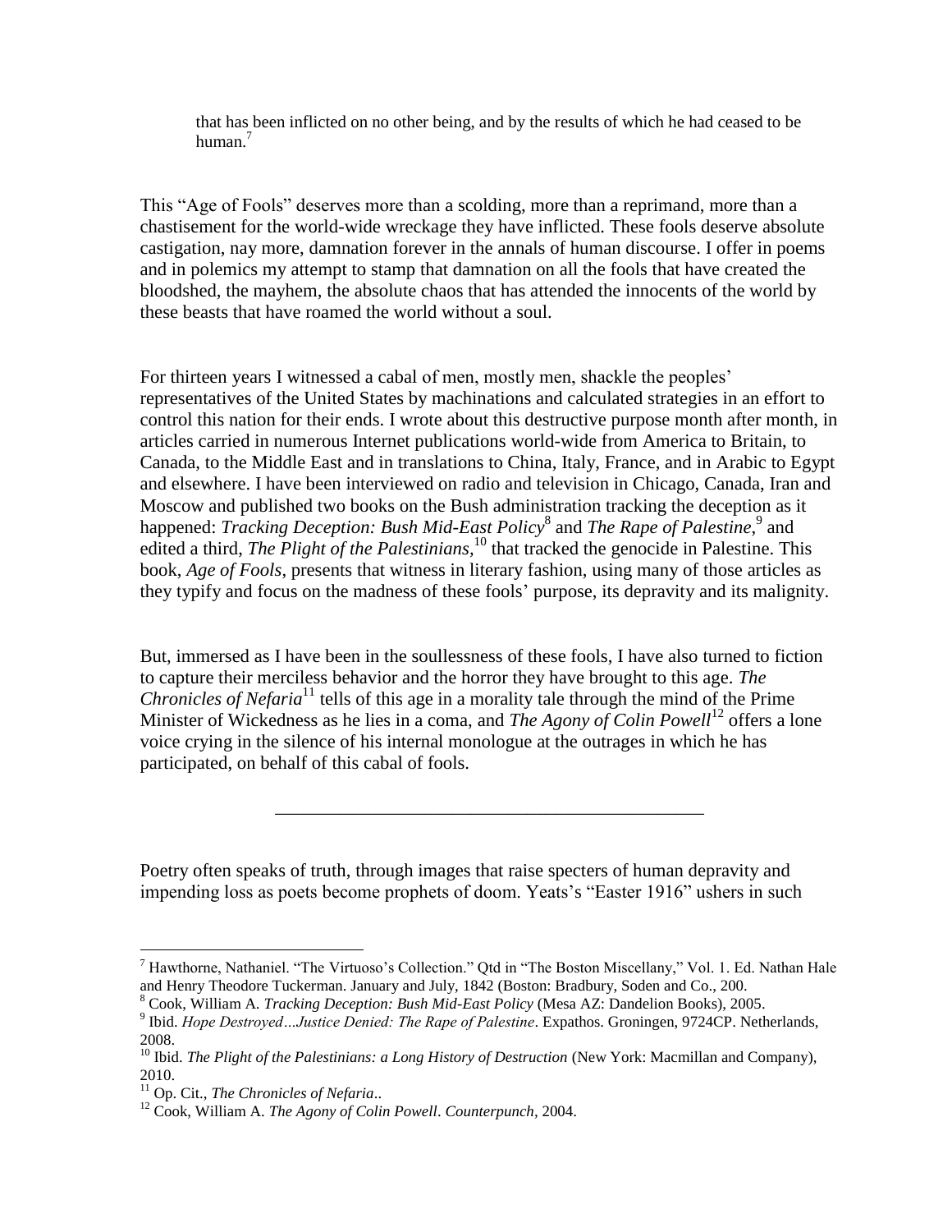> that has been inflicted on no other being, and by the results of which he had ceased to be human.[7]

This "Age of Fools" deserves more than a scolding, more than a reprimand, more than a chastisement for the world-wide wreckage they have inflicted. These fools deserve absolute castigation, nay more, damnation forever in the annals of human discourse. I offer in poems and in polemics my attempt to stamp that damnation on all the fools that have created the bloodshed, the mayhem, the absolute chaos that has attended the innocents of the world by these beasts that have roamed the world without a soul.

For thirteen years I witnessed a cabal of men, mostly men, shackle the peoples' representatives of the United States by machinations and calculated strategies in an effort to control this nation for their ends. I wrote about this destructive purpose month after month, in articles carried in numerous Internet publications world-wide from America to Britain, to Canada, to the Middle East and in translations to China, Italy, France, and in Arabic to Egypt and elsewhere. I have been interviewed on radio and television in Chicago, Canada, Iran and Moscow and published two books on the Bush administration tracking the deception as it happened: *Tracking Deception: Bush Mid-East Policy*[8] and *The Rape of Palestine*,[9] and edited a third, *The Plight of the Palestinians*,[10] that tracked the genocide in Palestine. This book, *Age of Fools*, presents that witness in literary fashion, using many of those articles as they typify and focus on the madness of these fools' purpose, its depravity and its malignity.

But, immersed as I have been in the soullessness of these fools, I have also turned to fiction to capture their merciless behavior and the horror they have brought to this age. *The Chronicles of Nefaria*[11] tells of this age in a morality tale through the mind of the Prime Minister of Wickedness as he lies in a coma, and *The Agony of Colin Powell*[12] offers a lone voice crying in the silence of his internal monologue at the outrages in which he has participated, on behalf of this cabal of fools.

---

Poetry often speaks of truth, through images that raise specters of human depravity and impending loss as poets become prophets of doom. Yeats's "Easter 1916" ushers in such

---

[7] Hawthorne, Nathaniel. "The Virtuoso's Collection." Qtd in "The Boston Miscellany," Vol. 1. Ed. Nathan Hale and Henry Theodore Tuckerman. January and July, 1842 (Boston: Bradbury, Soden and Co., 200.

[8] Cook, William A. *Tracking Deception: Bush Mid-East Policy* (Mesa AZ: Dandelion Books), 2005.

[9] Ibid. *Hope Destroyed…Justice Denied: The Rape of Palestine*. Expathos. Groningen, 9724CP. Netherlands, 2008.

[10] Ibid. *The Plight of the Palestinians: a Long History of Destruction* (New York: Macmillan and Company), 2010.

[11] Op. Cit., *The Chronicles of Nefaria*..

[12] Cook, William A. *The Agony of Colin Powell*. *Counterpunch*, 2004.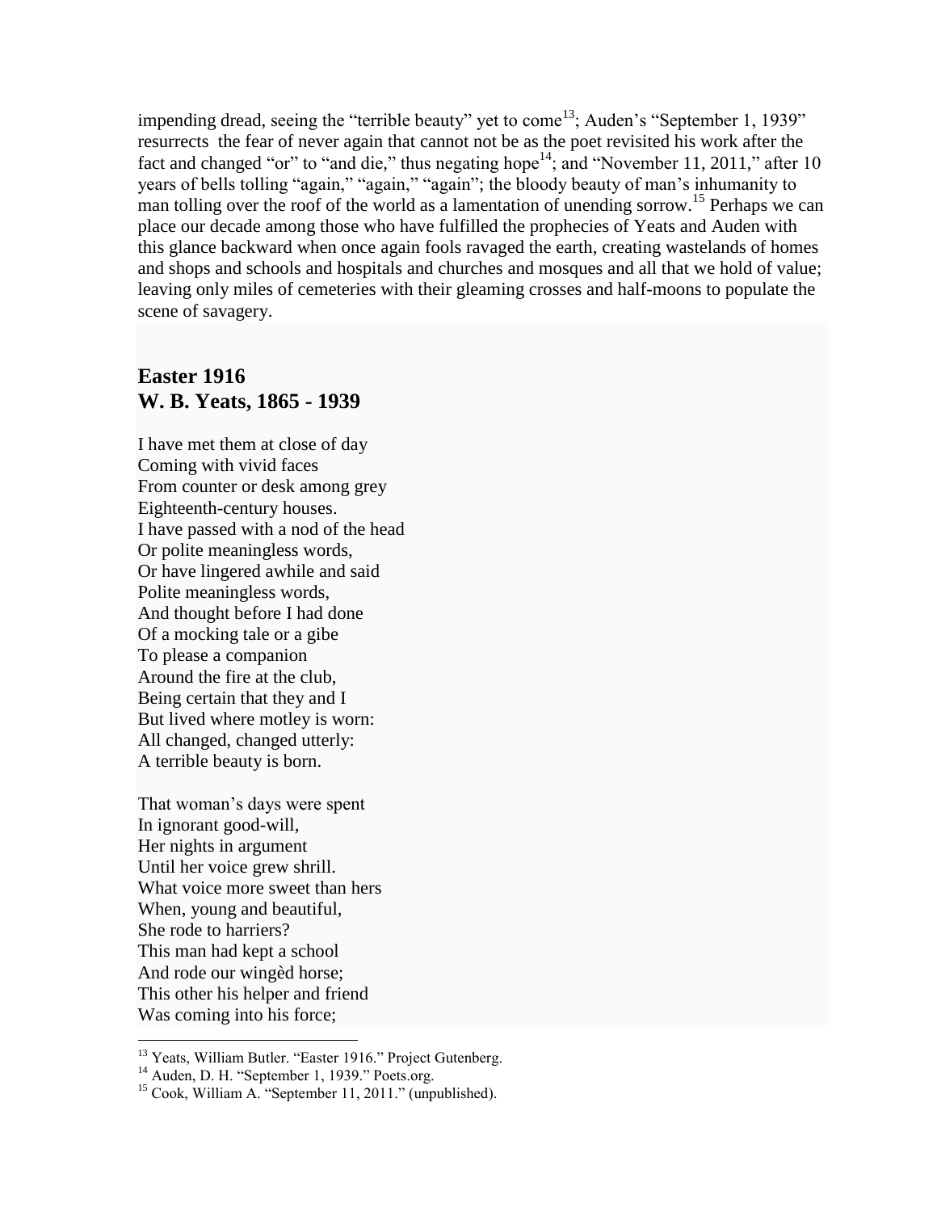impending dread, seeing the "terrible beauty" yet to come[13]; Auden's "September 1, 1939" resurrects the fear of never again that cannot not be as the poet revisited his work after the fact and changed "or" to "and die," thus negating hope[14]; and "November 11, 2011," after 10 years of bells tolling "again," "again," "again"; the bloody beauty of man's inhumanity to man tolling over the roof of the world as a lamentation of unending sorrow.[15] Perhaps we can place our decade among those who have fulfilled the prophecies of Yeats and Auden with this glance backward when once again fools ravaged the earth, creating wastelands of homes and shops and schools and hospitals and churches and mosques and all that we hold of value; leaving only miles of cemeteries with their gleaming crosses and half-moons to populate the scene of savagery.

## Easter 1916
## W. B. Yeats, 1865 - 1939

I have met them at close of day  
Coming with vivid faces  
From counter or desk among grey  
Eighteenth-century houses.  
I have passed with a nod of the head  
Or polite meaningless words,  
Or have lingered awhile and said  
Polite meaningless words,  
And thought before I had done  
Of a mocking tale or a gibe  
To please a companion  
Around the fire at the club,  
Being certain that they and I  
But lived where motley is worn:  
All changed, changed utterly:  
A terrible beauty is born.

That woman's days were spent  
In ignorant good-will,  
Her nights in argument  
Until her voice grew shrill.  
What voice more sweet than hers  
When, young and beautiful,  
She rode to harriers?  
This man had kept a school  
And rode our wingèd horse;  
This other his helper and friend  
Was coming into his force;

---

[13] Yeats, William Butler. "Easter 1916." Project Gutenberg.

[14] Auden, D. H. "September 1, 1939." Poets.org.

[15] Cook, William A. "September 11, 2011." (unpublished).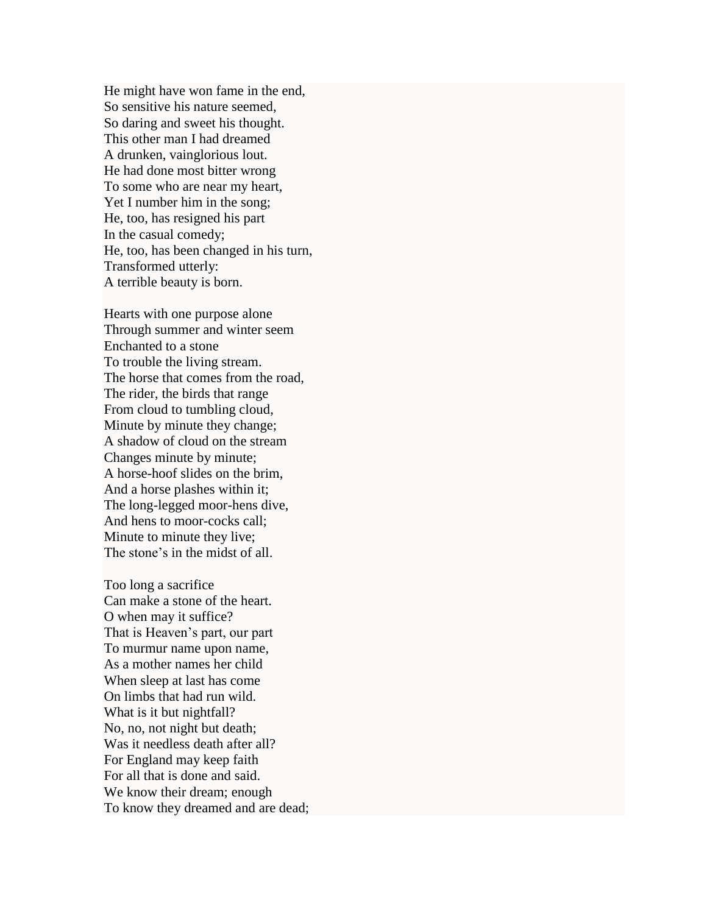He might have won fame in the end,  
So sensitive his nature seemed,  
So daring and sweet his thought.  
This other man I had dreamed  
A drunken, vainglorious lout.  
He had done most bitter wrong  
To some who are near my heart,  
Yet I number him in the song;  
He, too, has resigned his part  
In the casual comedy;  
He, too, has been changed in his turn,  
Transformed utterly:  
A terrible beauty is born.

Hearts with one purpose alone  
Through summer and winter seem  
Enchanted to a stone  
To trouble the living stream.  
The horse that comes from the road,  
The rider, the birds that range  
From cloud to tumbling cloud,  
Minute by minute they change;  
A shadow of cloud on the stream  
Changes minute by minute;  
A horse-hoof slides on the brim,  
And a horse plashes within it;  
The long-legged moor-hens dive,  
And hens to moor-cocks call;  
Minute to minute they live;  
The stone's in the midst of all.

Too long a sacrifice  
Can make a stone of the heart.  
O when may it suffice?  
That is Heaven's part, our part  
To murmur name upon name,  
As a mother names her child  
When sleep at last has come  
On limbs that had run wild.  
What is it but nightfall?  
No, no, not night but death;  
Was it needless death after all?  
For England may keep faith  
For all that is done and said.  
We know their dream; enough  
To know they dreamed and are dead;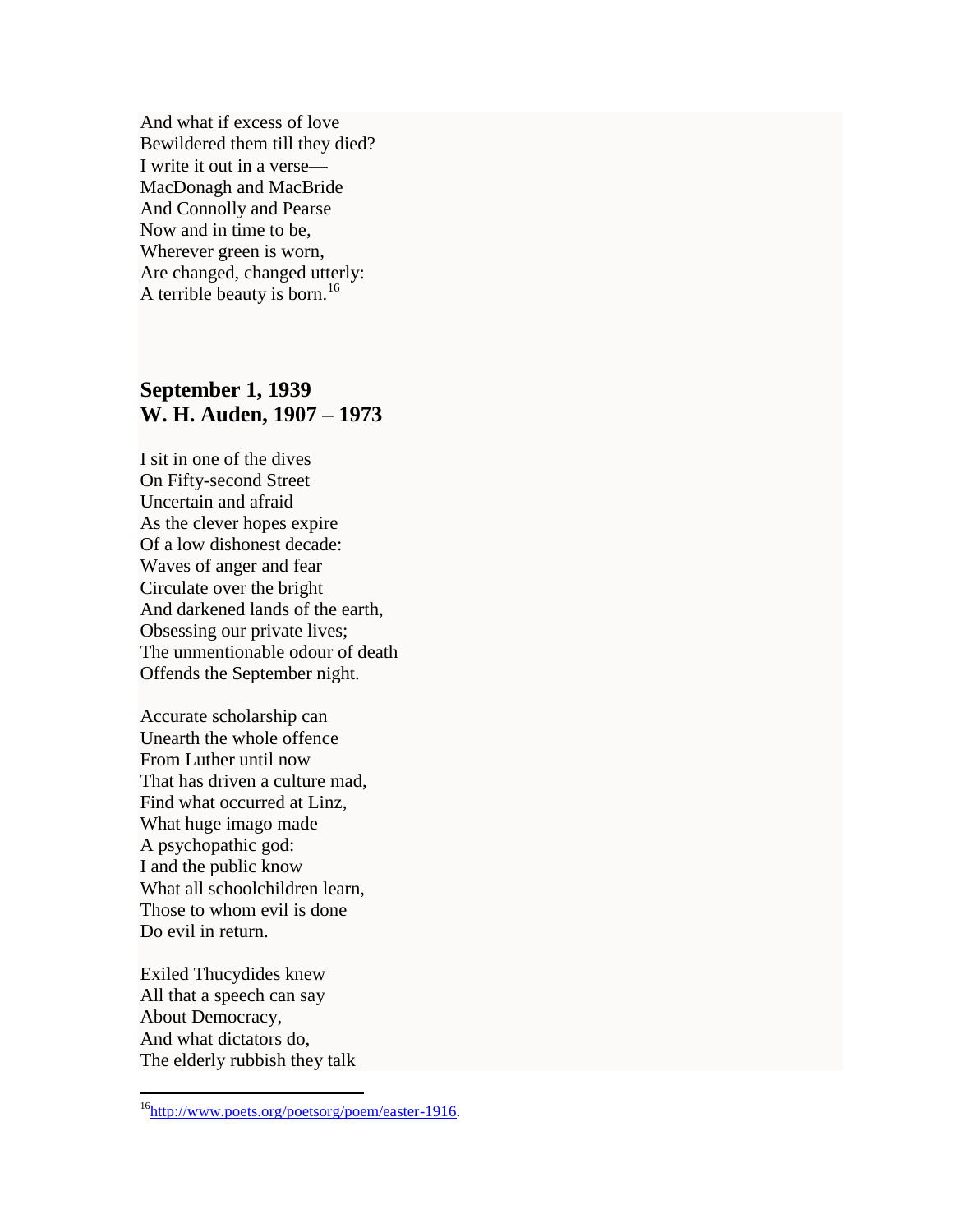And what if excess of love  
Bewildered them till they died?  
I write it out in a verse—  
MacDonagh and MacBride  
And Connolly and Pearse  
Now and in time to be,  
Wherever green is worn,  
Are changed, changed utterly:  
A terrible beauty is born.[16]

## September 1, 1939
## W. H. Auden, 1907 – 1973

I sit in one of the dives  
On Fifty-second Street  
Uncertain and afraid  
As the clever hopes expire  
Of a low dishonest decade:  
Waves of anger and fear  
Circulate over the bright  
And darkened lands of the earth,  
Obsessing our private lives;  
The unmentionable odour of death  
Offends the September night.

Accurate scholarship can  
Unearth the whole offence  
From Luther until now  
That has driven a culture mad,  
Find what occurred at Linz,  
What huge imago made  
A psychopathic god:  
I and the public know  
What all schoolchildren learn,  
Those to whom evil is done  
Do evil in return.

Exiled Thucydides knew  
All that a speech can say  
About Democracy,  
And what dictators do,  
The elderly rubbish they talk

---

[16] http://www.poets.org/poetsorg/poem/easter-1916.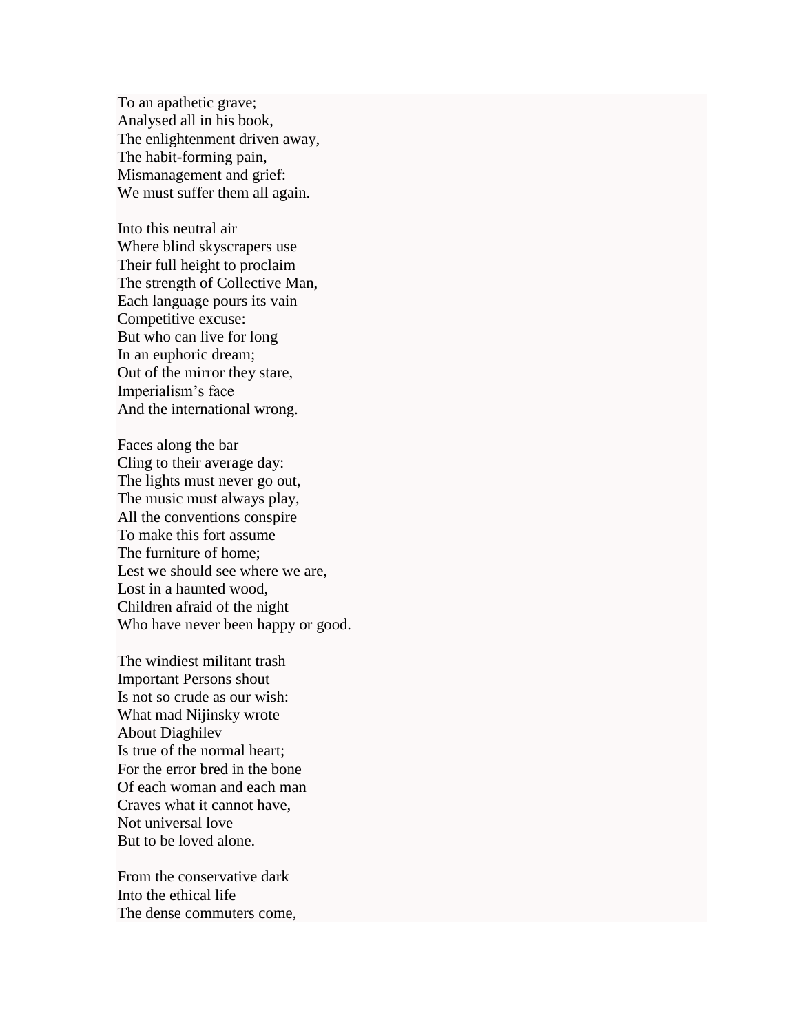To an apathetic grave;
Analysed all in his book,
The enlightenment driven away,
The habit-forming pain,
Mismanagement and grief:
We must suffer them all again.

Into this neutral air
Where blind skyscrapers use
Their full height to proclaim
The strength of Collective Man,
Each language pours its vain
Competitive excuse:
But who can live for long
In an euphoric dream;
Out of the mirror they stare,
Imperialism's face
And the international wrong.

Faces along the bar
Cling to their average day:
The lights must never go out,
The music must always play,
All the conventions conspire
To make this fort assume
The furniture of home;
Lest we should see where we are,
Lost in a haunted wood,
Children afraid of the night
Who have never been happy or good.

The windiest militant trash
Important Persons shout
Is not so crude as our wish:
What mad Nijinsky wrote
About Diaghilev
Is true of the normal heart;
For the error bred in the bone
Of each woman and each man
Craves what it cannot have,
Not universal love
But to be loved alone.

From the conservative dark
Into the ethical life
The dense commuters come,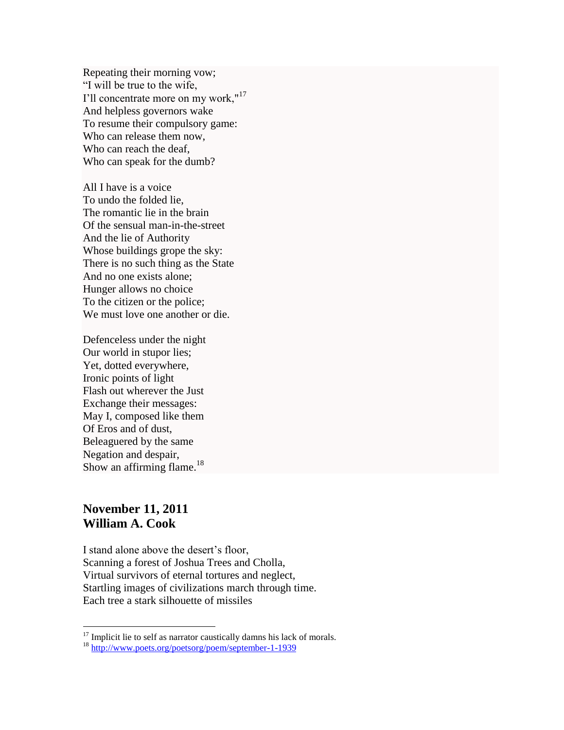Repeating their morning vow;  
"I will be true to the wife,  
I'll concentrate more on my work,"[17]  
And helpless governors wake  
To resume their compulsory game:  
Who can release them now,  
Who can reach the deaf,  
Who can speak for the dumb?

All I have is a voice  
To undo the folded lie,  
The romantic lie in the brain  
Of the sensual man-in-the-street  
And the lie of Authority  
Whose buildings grope the sky:  
There is no such thing as the State  
And no one exists alone;  
Hunger allows no choice  
To the citizen or the police;  
We must love one another or die.

Defenceless under the night  
Our world in stupor lies;  
Yet, dotted everywhere,  
Ironic points of light  
Flash out wherever the Just  
Exchange their messages:  
May I, composed like them  
Of Eros and of dust,  
Beleaguered by the same  
Negation and despair,  
Show an affirming flame.[18]

## November 11, 2011
## William A. Cook

I stand alone above the desert's floor,  
Scanning a forest of Joshua Trees and Cholla,  
Virtual survivors of eternal tortures and neglect,  
Startling images of civilizations march through time.  
Each tree a stark silhouette of missiles

---

[17] Implicit lie to self as narrator caustically damns his lack of morals.

[18] http://www.poets.org/poetsorg/poem/september-1-1939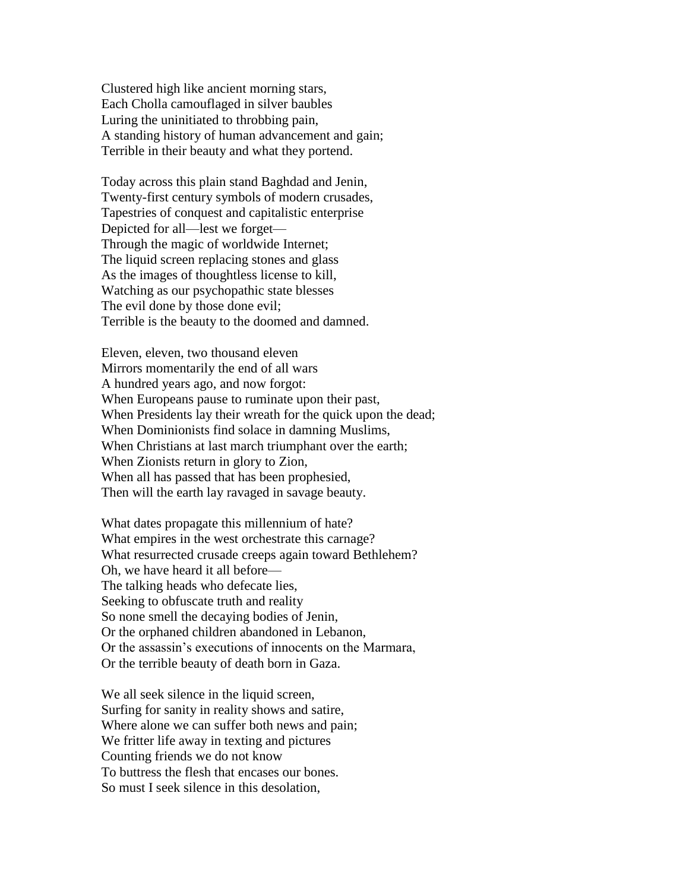Clustered high like ancient morning stars,  
Each Cholla camouflaged in silver baubles  
Luring the uninitiated to throbbing pain,  
A standing history of human advancement and gain;  
Terrible in their beauty and what they portend.

Today across this plain stand Baghdad and Jenin,  
Twenty-first century symbols of modern crusades,  
Tapestries of conquest and capitalistic enterprise  
Depicted for all—lest we forget—  
Through the magic of worldwide Internet;  
The liquid screen replacing stones and glass  
As the images of thoughtless license to kill,  
Watching as our psychopathic state blesses  
The evil done by those done evil;  
Terrible is the beauty to the doomed and damned.

Eleven, eleven, two thousand eleven  
Mirrors momentarily the end of all wars  
A hundred years ago, and now forgot:  
When Europeans pause to ruminate upon their past,  
When Presidents lay their wreath for the quick upon the dead;  
When Dominionists find solace in damning Muslims,  
When Christians at last march triumphant over the earth;  
When Zionists return in glory to Zion,  
When all has passed that has been prophesied,  
Then will the earth lay ravaged in savage beauty.

What dates propagate this millennium of hate?  
What empires in the west orchestrate this carnage?  
What resurrected crusade creeps again toward Bethlehem?  
Oh, we have heard it all before—  
The talking heads who defecate lies,  
Seeking to obfuscate truth and reality  
So none smell the decaying bodies of Jenin,  
Or the orphaned children abandoned in Lebanon,  
Or the assassin's executions of innocents on the Marmara,  
Or the terrible beauty of death born in Gaza.

We all seek silence in the liquid screen,  
Surfing for sanity in reality shows and satire,  
Where alone we can suffer both news and pain;  
We fritter life away in texting and pictures  
Counting friends we do not know  
To buttress the flesh that encases our bones.  
So must I seek silence in this desolation,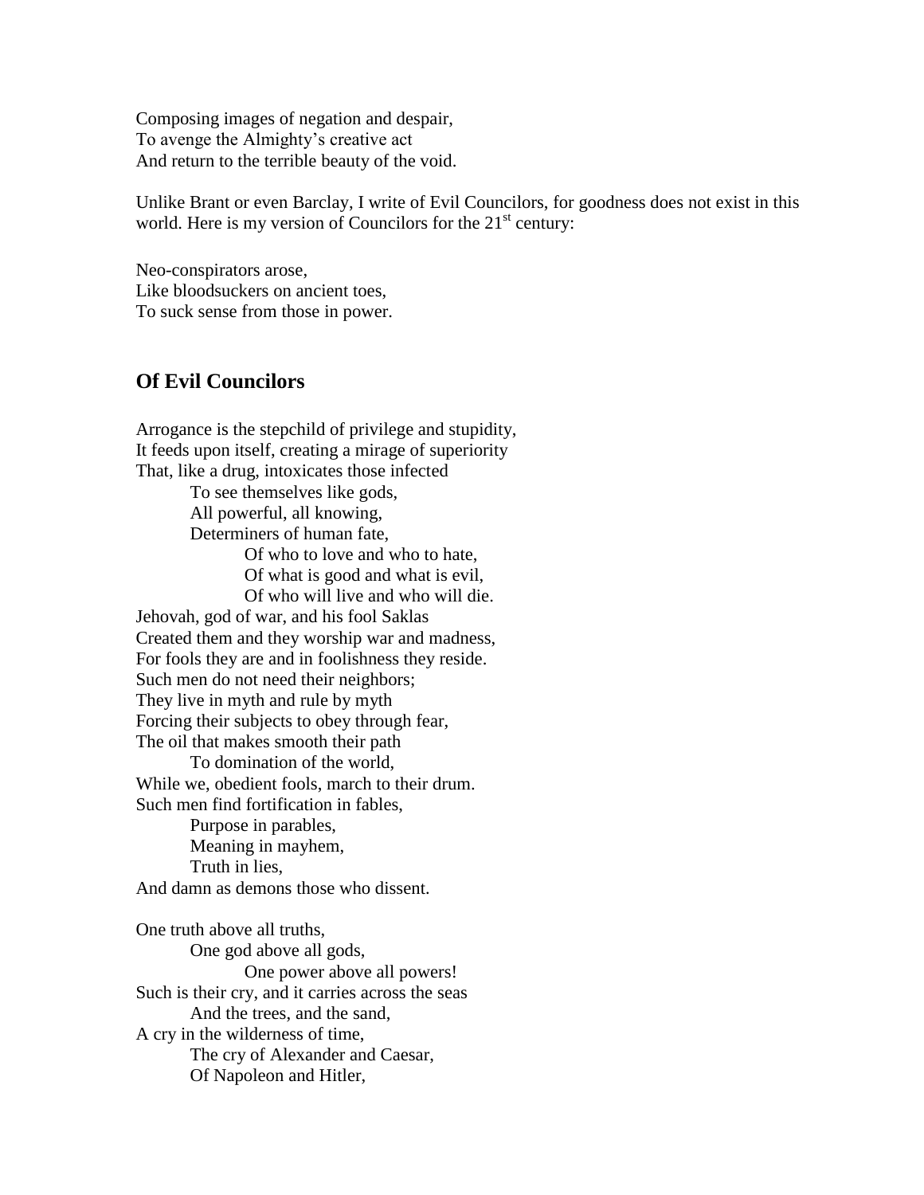Composing images of negation and despair,
To avenge the Almighty's creative act
And return to the terrible beauty of the void.

Unlike Brant or even Barclay, I write of Evil Councilors, for goodness does not exist in this world. Here is my version of Councilors for the 21st century:

Neo-conspirators arose,
Like bloodsuckers on ancient toes,
To suck sense from those in power.

## Of Evil Councilors

Arrogance is the stepchild of privilege and stupidity,
It feeds upon itself, creating a mirage of superiority
That, like a drug, intoxicates those infected
&nbsp;&nbsp;&nbsp;&nbsp;&nbsp;&nbsp;&nbsp;&nbsp;To see themselves like gods,
&nbsp;&nbsp;&nbsp;&nbsp;&nbsp;&nbsp;&nbsp;&nbsp;All powerful, all knowing,
&nbsp;&nbsp;&nbsp;&nbsp;&nbsp;&nbsp;&nbsp;&nbsp;Determiners of human fate,
&nbsp;&nbsp;&nbsp;&nbsp;&nbsp;&nbsp;&nbsp;&nbsp;&nbsp;&nbsp;&nbsp;&nbsp;&nbsp;&nbsp;&nbsp;&nbsp;Of who to love and who to hate,
&nbsp;&nbsp;&nbsp;&nbsp;&nbsp;&nbsp;&nbsp;&nbsp;&nbsp;&nbsp;&nbsp;&nbsp;&nbsp;&nbsp;&nbsp;&nbsp;Of what is good and what is evil,
&nbsp;&nbsp;&nbsp;&nbsp;&nbsp;&nbsp;&nbsp;&nbsp;&nbsp;&nbsp;&nbsp;&nbsp;&nbsp;&nbsp;&nbsp;&nbsp;Of who will live and who will die.
Jehovah, god of war, and his fool Saklas
Created them and they worship war and madness,
For fools they are and in foolishness they reside.
Such men do not need their neighbors;
They live in myth and rule by myth
Forcing their subjects to obey through fear,
The oil that makes smooth their path
&nbsp;&nbsp;&nbsp;&nbsp;&nbsp;&nbsp;&nbsp;&nbsp;To domination of the world,
While we, obedient fools, march to their drum.
Such men find fortification in fables,
&nbsp;&nbsp;&nbsp;&nbsp;&nbsp;&nbsp;&nbsp;&nbsp;Purpose in parables,
&nbsp;&nbsp;&nbsp;&nbsp;&nbsp;&nbsp;&nbsp;&nbsp;Meaning in mayhem,
&nbsp;&nbsp;&nbsp;&nbsp;&nbsp;&nbsp;&nbsp;&nbsp;Truth in lies,
And damn as demons those who dissent.

One truth above all truths,
&nbsp;&nbsp;&nbsp;&nbsp;&nbsp;&nbsp;&nbsp;&nbsp;One god above all gods,
&nbsp;&nbsp;&nbsp;&nbsp;&nbsp;&nbsp;&nbsp;&nbsp;&nbsp;&nbsp;&nbsp;&nbsp;&nbsp;&nbsp;&nbsp;&nbsp;One power above all powers!
Such is their cry, and it carries across the seas
&nbsp;&nbsp;&nbsp;&nbsp;&nbsp;&nbsp;&nbsp;&nbsp;And the trees, and the sand,
A cry in the wilderness of time,
&nbsp;&nbsp;&nbsp;&nbsp;&nbsp;&nbsp;&nbsp;&nbsp;The cry of Alexander and Caesar,
&nbsp;&nbsp;&nbsp;&nbsp;&nbsp;&nbsp;&nbsp;&nbsp;Of Napoleon and Hitler,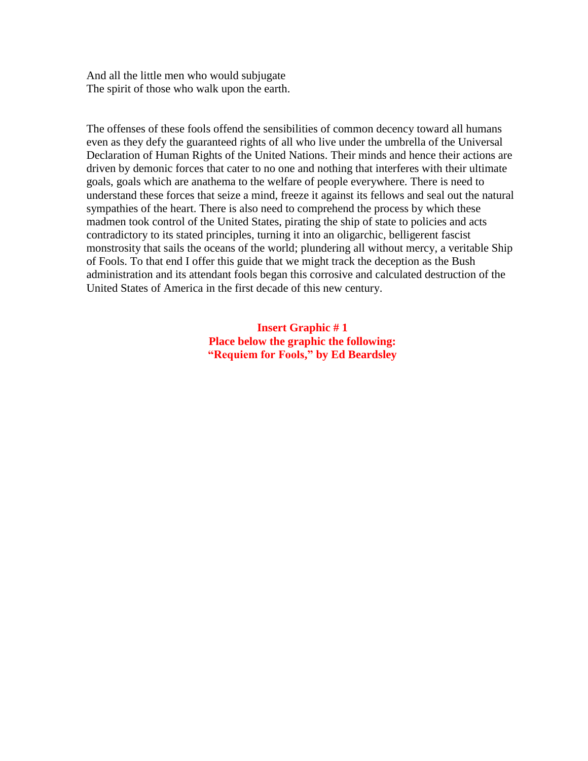And all the little men who would subjugate  
The spirit of those who walk upon the earth.

The offenses of these fools offend the sensibilities of common decency toward all humans even as they defy the guaranteed rights of all who live under the umbrella of the Universal Declaration of Human Rights of the United Nations. Their minds and hence their actions are driven by demonic forces that cater to no one and nothing that interferes with their ultimate goals, goals which are anathema to the welfare of people everywhere. There is need to understand these forces that seize a mind, freeze it against its fellows and seal out the natural sympathies of the heart. There is also need to comprehend the process by which these madmen took control of the United States, pirating the ship of state to policies and acts contradictory to its stated principles, turning it into an oligarchic, belligerent fascist monstrosity that sails the oceans of the world; plundering all without mercy, a veritable Ship of Fools. To that end I offer this guide that we might track the deception as the Bush administration and its attendant fools began this corrosive and calculated destruction of the United States of America in the first decade of this new century.

**Insert Graphic # 1**  
**Place below the graphic the following:**  
**"Requiem for Fools," by Ed Beardsley**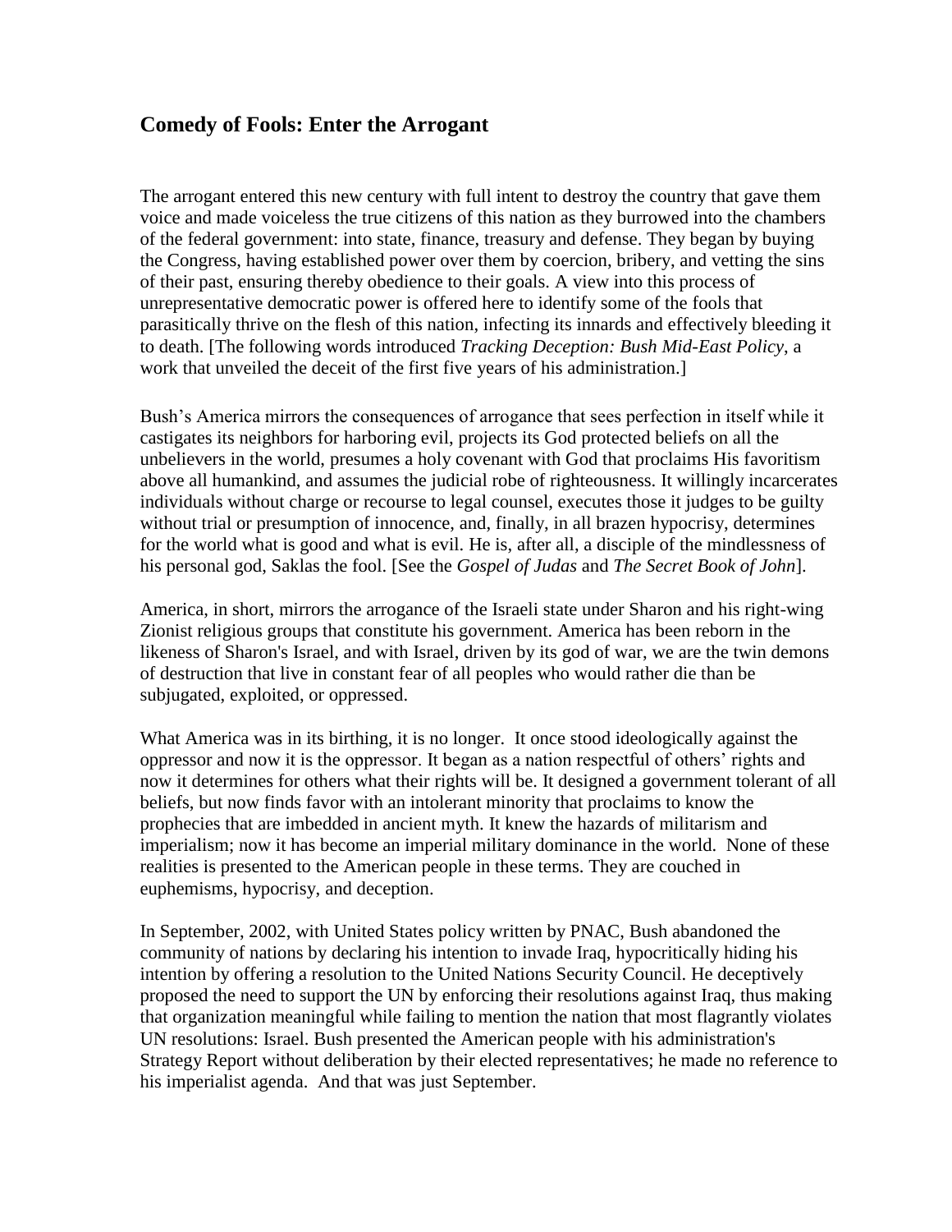## Comedy of Fools: Enter the Arrogant

The arrogant entered this new century with full intent to destroy the country that gave them voice and made voiceless the true citizens of this nation as they burrowed into the chambers of the federal government: into state, finance, treasury and defense. They began by buying the Congress, having established power over them by coercion, bribery, and vetting the sins of their past, ensuring thereby obedience to their goals. A view into this process of unrepresentative democratic power is offered here to identify some of the fools that parasitically thrive on the flesh of this nation, infecting its innards and effectively bleeding it to death. [The following words introduced *Tracking Deception: Bush Mid-East Policy*, a work that unveiled the deceit of the first five years of his administration.]

Bush's America mirrors the consequences of arrogance that sees perfection in itself while it castigates its neighbors for harboring evil, projects its God protected beliefs on all the unbelievers in the world, presumes a holy covenant with God that proclaims His favoritism above all humankind, and assumes the judicial robe of righteousness. It willingly incarcerates individuals without charge or recourse to legal counsel, executes those it judges to be guilty without trial or presumption of innocence, and, finally, in all brazen hypocrisy, determines for the world what is good and what is evil. He is, after all, a disciple of the mindlessness of his personal god, Saklas the fool. [See the *Gospel of Judas* and *The Secret Book of John*].

America, in short, mirrors the arrogance of the Israeli state under Sharon and his right-wing Zionist religious groups that constitute his government. America has been reborn in the likeness of Sharon's Israel, and with Israel, driven by its god of war, we are the twin demons of destruction that live in constant fear of all peoples who would rather die than be subjugated, exploited, or oppressed.

What America was in its birthing, it is no longer. It once stood ideologically against the oppressor and now it is the oppressor. It began as a nation respectful of others' rights and now it determines for others what their rights will be. It designed a government tolerant of all beliefs, but now finds favor with an intolerant minority that proclaims to know the prophecies that are imbedded in ancient myth. It knew the hazards of militarism and imperialism; now it has become an imperial military dominance in the world. None of these realities is presented to the American people in these terms. They are couched in euphemisms, hypocrisy, and deception.

In September, 2002, with United States policy written by PNAC, Bush abandoned the community of nations by declaring his intention to invade Iraq, hypocritically hiding his intention by offering a resolution to the United Nations Security Council. He deceptively proposed the need to support the UN by enforcing their resolutions against Iraq, thus making that organization meaningful while failing to mention the nation that most flagrantly violates UN resolutions: Israel. Bush presented the American people with his administration's Strategy Report without deliberation by their elected representatives; he made no reference to his imperialist agenda. And that was just September.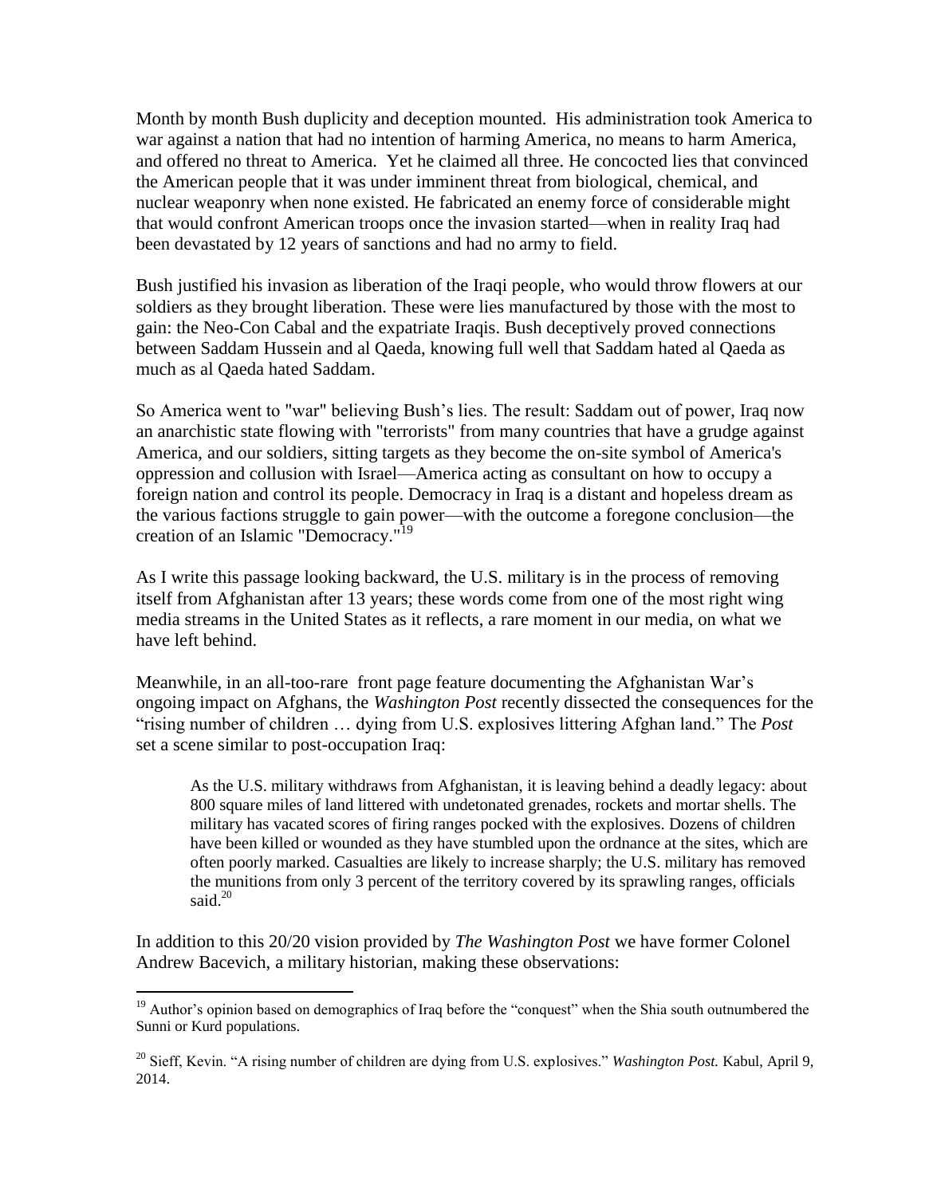Month by month Bush duplicity and deception mounted. His administration took America to war against a nation that had no intention of harming America, no means to harm America, and offered no threat to America. Yet he claimed all three. He concocted lies that convinced the American people that it was under imminent threat from biological, chemical, and nuclear weaponry when none existed. He fabricated an enemy force of considerable might that would confront American troops once the invasion started—when in reality Iraq had been devastated by 12 years of sanctions and had no army to field.

Bush justified his invasion as liberation of the Iraqi people, who would throw flowers at our soldiers as they brought liberation. These were lies manufactured by those with the most to gain: the Neo-Con Cabal and the expatriate Iraqis. Bush deceptively proved connections between Saddam Hussein and al Qaeda, knowing full well that Saddam hated al Qaeda as much as al Qaeda hated Saddam.

So America went to "war" believing Bush's lies. The result: Saddam out of power, Iraq now an anarchistic state flowing with "terrorists" from many countries that have a grudge against America, and our soldiers, sitting targets as they become the on-site symbol of America's oppression and collusion with Israel—America acting as consultant on how to occupy a foreign nation and control its people. Democracy in Iraq is a distant and hopeless dream as the various factions struggle to gain power—with the outcome a foregone conclusion—the creation of an Islamic "Democracy."[19]

As I write this passage looking backward, the U.S. military is in the process of removing itself from Afghanistan after 13 years; these words come from one of the most right wing media streams in the United States as it reflects, a rare moment in our media, on what we have left behind.

Meanwhile, in an all-too-rare front page feature documenting the Afghanistan War's ongoing impact on Afghans, the *Washington Post* recently dissected the consequences for the "rising number of children … dying from U.S. explosives littering Afghan land." The *Post* set a scene similar to post-occupation Iraq:

> As the U.S. military withdraws from Afghanistan, it is leaving behind a deadly legacy: about 800 square miles of land littered with undetonated grenades, rockets and mortar shells. The military has vacated scores of firing ranges pocked with the explosives. Dozens of children have been killed or wounded as they have stumbled upon the ordnance at the sites, which are often poorly marked. Casualties are likely to increase sharply; the U.S. military has removed the munitions from only 3 percent of the territory covered by its sprawling ranges, officials said.[20]

In addition to this 20/20 vision provided by *The Washington Post* we have former Colonel Andrew Bacevich, a military historian, making these observations:

---

[19] Author's opinion based on demographics of Iraq before the "conquest" when the Shia south outnumbered the Sunni or Kurd populations.

[20] Sieff, Kevin. "A rising number of children are dying from U.S. explosives." *Washington Post.* Kabul, April 9, 2014.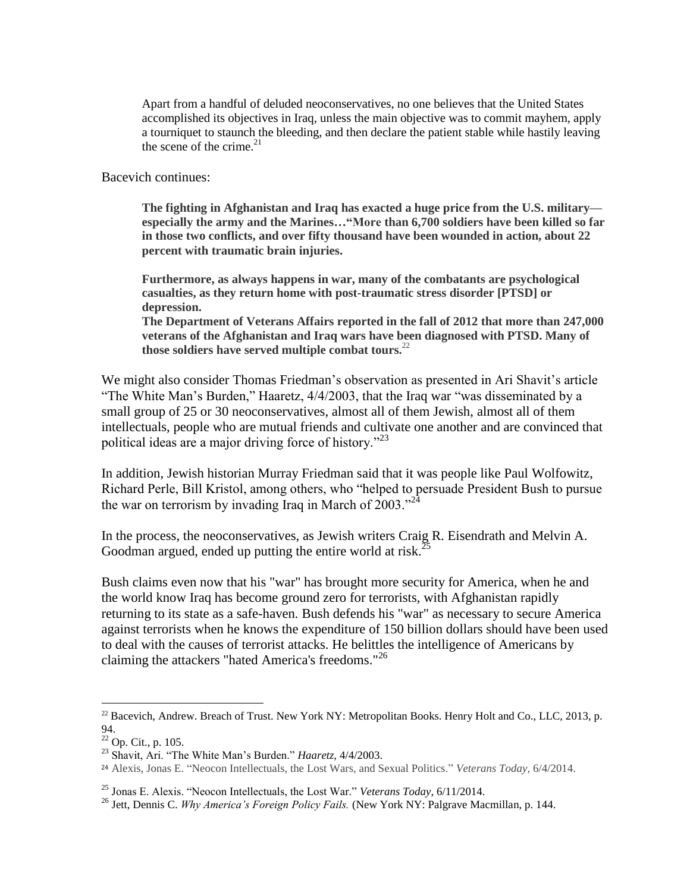> Apart from a handful of deluded neoconservatives, no one believes that the United States accomplished its objectives in Iraq, unless the main objective was to commit mayhem, apply a tourniquet to staunch the bleeding, and then declare the patient stable while hastily leaving the scene of the crime.[21]

Bacevich continues:

> **The fighting in Afghanistan and Iraq has exacted a huge price from the U.S. military—especially the army and the Marines…"More than 6,700 soldiers have been killed so far in those two conflicts, and over fifty thousand have been wounded in action, about 22 percent with traumatic brain injuries.**
>
> **Furthermore, as always happens in war, many of the combatants are psychological casualties, as they return home with post-traumatic stress disorder [PTSD] or depression.**
> **The Department of Veterans Affairs reported in the fall of 2012 that more than 247,000 veterans of the Afghanistan and Iraq wars have been diagnosed with PTSD. Many of those soldiers have served multiple combat tours.**[22]

We might also consider Thomas Friedman's observation as presented in Ari Shavit's article "The White Man's Burden," Haaretz, 4/4/2003, that the Iraq war "was disseminated by a small group of 25 or 30 neoconservatives, almost all of them Jewish, almost all of them intellectuals, people who are mutual friends and cultivate one another and are convinced that political ideas are a major driving force of history."[23]

In addition, Jewish historian Murray Friedman said that it was people like Paul Wolfowitz, Richard Perle, Bill Kristol, among others, who "helped to persuade President Bush to pursue the war on terrorism by invading Iraq in March of 2003."[24]

In the process, the neoconservatives, as Jewish writers Craig R. Eisendrath and Melvin A. Goodman argued, ended up putting the entire world at risk.[25]

Bush claims even now that his "war" has brought more security for America, when he and the world know Iraq has become ground zero for terrorists, with Afghanistan rapidly returning to its state as a safe-haven. Bush defends his "war" as necessary to secure America against terrorists when he knows the expenditure of 150 billion dollars should have been used to deal with the causes of terrorist attacks. He belittles the intelligence of Americans by claiming the attackers "hated America's freedoms."[26]

---

[22] Bacevich, Andrew. Breach of Trust. New York NY: Metropolitan Books. Henry Holt and Co., LLC, 2013, p. 94.

[22] Op. Cit., p. 105.

[23] Shavit, Ari. "The White Man's Burden." *Haaretz*, 4/4/2003.

[24] Alexis, Jonas E. "Neocon Intellectuals, the Lost Wars, and Sexual Politics." *Veterans Today*, 6/4/2014.

[25] Jonas E. Alexis. "Neocon Intellectuals, the Lost War." *Veterans Today*, 6/11/2014.

[26] Jett, Dennis C. *Why America's Foreign Policy Fails.* (New York NY: Palgrave Macmillan, p. 144.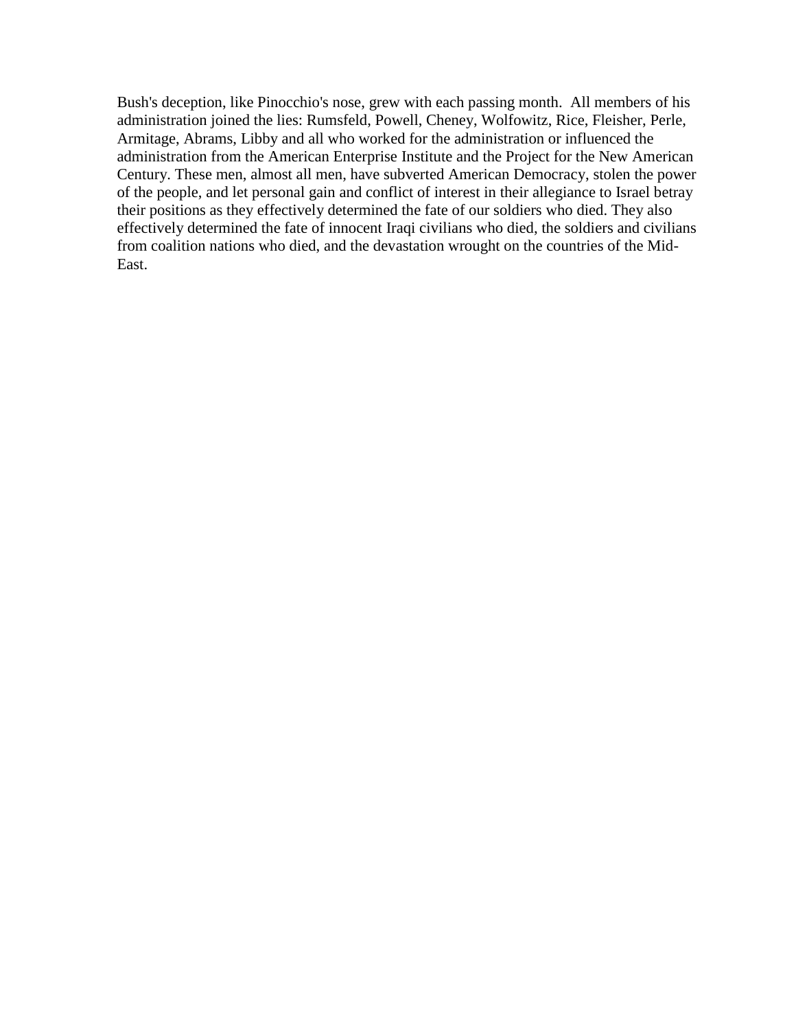Bush's deception, like Pinocchio's nose, grew with each passing month. All members of his administration joined the lies: Rumsfeld, Powell, Cheney, Wolfowitz, Rice, Fleisher, Perle, Armitage, Abrams, Libby and all who worked for the administration or influenced the administration from the American Enterprise Institute and the Project for the New American Century. These men, almost all men, have subverted American Democracy, stolen the power of the people, and let personal gain and conflict of interest in their allegiance to Israel betray their positions as they effectively determined the fate of our soldiers who died. They also effectively determined the fate of innocent Iraqi civilians who died, the soldiers and civilians from coalition nations who died, and the devastation wrought on the countries of the Mid-East.